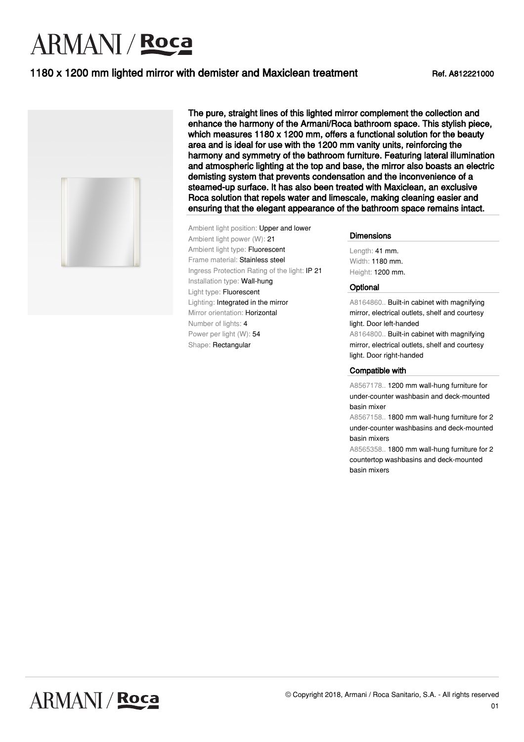# ARMANI / Roca

## 1180 x 1200 mm lighted mirror with demister and Maxiclean treatment

Ref. A812221000

**The pure, straight lines of this lighted mirror complement the collection and enhance the harmony of the Armani/Roca bathroom space. This stylish piece, which measures 1180 x 1200 mm, offers a functional solution for the beauty area and is ideal for use with the 1200 mm vanity units, reinforcing the harmony and symmetry of the bathroom furniture. Featuring lateral illumination and atmospheric lighting at the top and base, the mirror also boasts an electric demisting system that prevents condensation and the inconvenience of a steamed-up surface. It has also been treated with Maxiclean, an exclusive Roca solution that repels water and limescale, making cleaning easier and ensuring that the elegant appearance of the bathroom space remains intact.**

Ambient light position: Upper and lower
Ambient light power (W): 21
Ambient light type: Fluorescent
Frame material: Stainless steel
Ingress Protection Rating of the light: IP 21
Installation type: Wall-hung
Light type: Fluorescent
Lighting: Integrated in the mirror
Mirror orientation: Horizontal
Number of lights: 4
Power per light (W): 54
Shape: Rectangular

### Dimensions

Length: 41 mm.
Width: 1180 mm.
Height: 1200 mm.

### Optional

A8164860.. Built-in cabinet with magnifying mirror, electrical outlets, shelf and courtesy light. Door left-handed
A8164800.. Built-in cabinet with magnifying mirror, electrical outlets, shelf and courtesy light. Door right-handed

### Compatible with

A8567178.. 1200 mm wall-hung furniture for under-counter washbasin and deck-mounted basin mixer
A8567158.. 1800 mm wall-hung furniture for 2 under-counter washbasins and deck-mounted basin mixers
A8565358.. 1800 mm wall-hung furniture for 2 countertop washbasins and deck-mounted basin mixers

© Copyright 2018, Armani / Roca Sanitario, S.A. - All rights reserved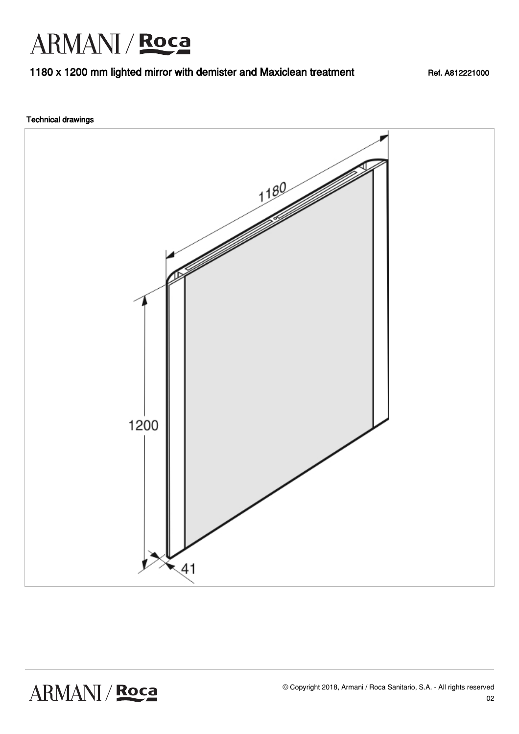# ARMANI / Roca

## 1180 x 1200 mm lighted mirror with demister and Maxiclean treatment

Ref. A812221000

### Technical drawings

1180

1200

41

© Copyright 2018, Armani / Roca Sanitario, S.A. - All rights reserved